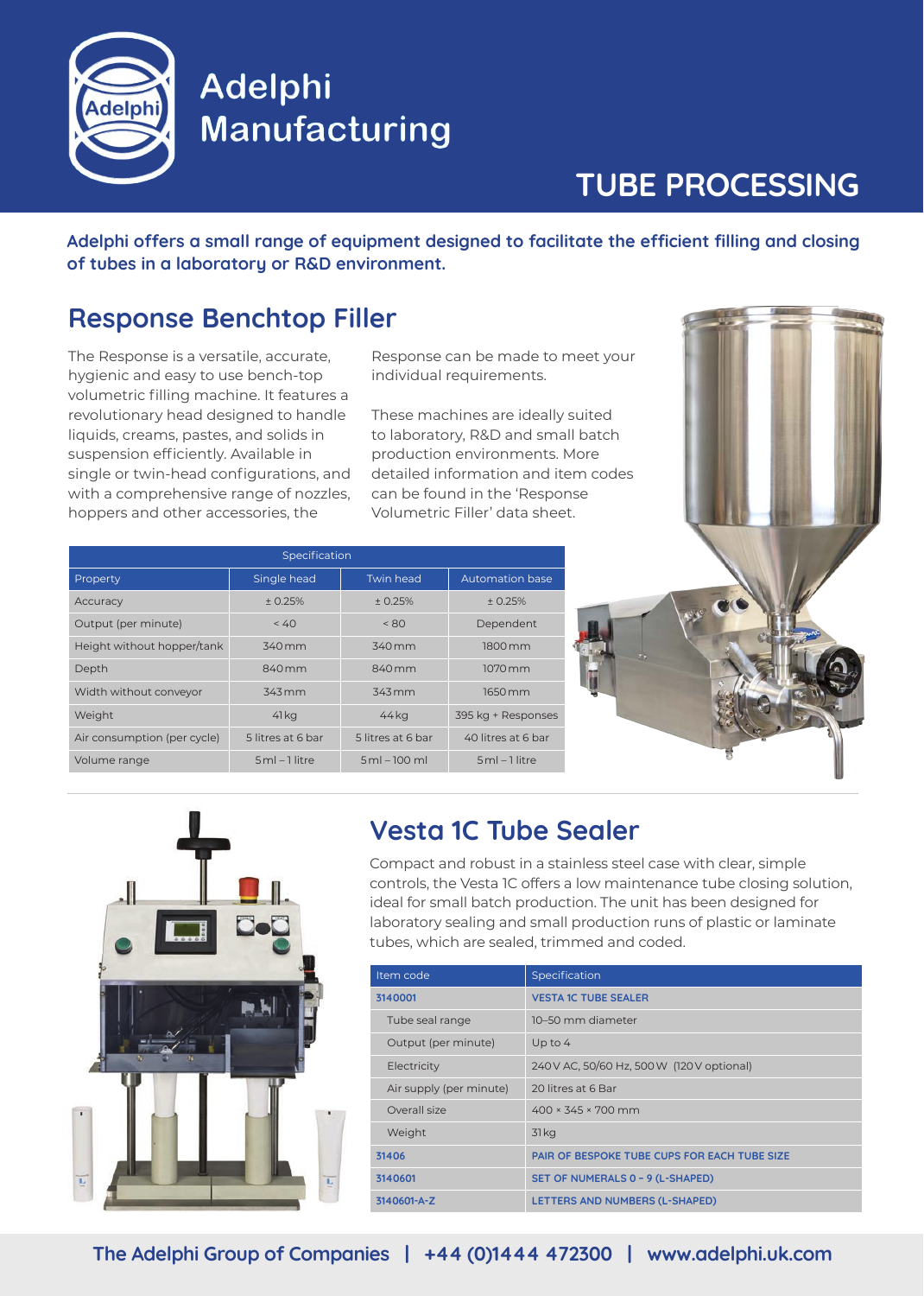# Adelphi Manufacturing

## TUBE PROCESSING

**Adelphi offers a small range of equipment designed to facilitate the efficient filling and closing of tubes in a laboratory or R&D environment.**

## Response Benchtop Filler

The Response is a versatile, accurate, hygienic and easy to use bench-top volumetric filling machine. It features a revolutionary head designed to handle liquids, creams, pastes, and solids in suspension efficiently. Available in single or twin-head configurations, and with a comprehensive range of nozzles, hoppers and other accessories, the Response can be made to meet your individual requirements.

These machines are ideally suited to laboratory, R&D and small batch production environments. More detailed information and item codes can be found in the 'Response Volumetric Filler' data sheet.

| Specification | | | |
|---|---|---|---|
| Property | Single head | Twin head | Automation base |
| Accuracy | ± 0.25% | ± 0.25% | ± 0.25% |
| Output (per minute) | < 40 | < 80 | Dependent |
| Height without hopper/tank | 340 mm | 340 mm | 1800 mm |
| Depth | 840 mm | 840 mm | 1070 mm |
| Width without conveyor | 343 mm | 343 mm | 1650 mm |
| Weight | 41 kg | 44 kg | 395 kg + Responses |
| Air consumption (per cycle) | 5 litres at 6 bar | 5 litres at 6 bar | 40 litres at 6 bar |
| Volume range | 5 ml – 1 litre | 5 ml – 100 ml | 5 ml – 1 litre |

## Vesta 1C Tube Sealer

Compact and robust in a stainless steel case with clear, simple controls, the Vesta 1C offers a low maintenance tube closing solution, ideal for small batch production. The unit has been designed for laboratory sealing and small production runs of plastic or laminate tubes, which are sealed, trimmed and coded.

| Item code | Specification |
|---|---|
| 3140001 | VESTA 1C TUBE SEALER |
| Tube seal range | 10–50 mm diameter |
| Output (per minute) | Up to 4 |
| Electricity | 240 V AC, 50/60 Hz, 500 W (120 V optional) |
| Air supply (per minute) | 20 litres at 6 Bar |
| Overall size | 400 × 345 × 700 mm |
| Weight | 31 kg |
| 31406 | PAIR OF BESPOKE TUBE CUPS FOR EACH TUBE SIZE |
| 3140601 | SET OF NUMERALS 0 – 9 (L-SHAPED) |
| 3140601-A-Z | LETTERS AND NUMBERS (L-SHAPED) |

**The Adelphi Group of Companies | +44 (0)1444 472300 | www.adelphi.uk.com**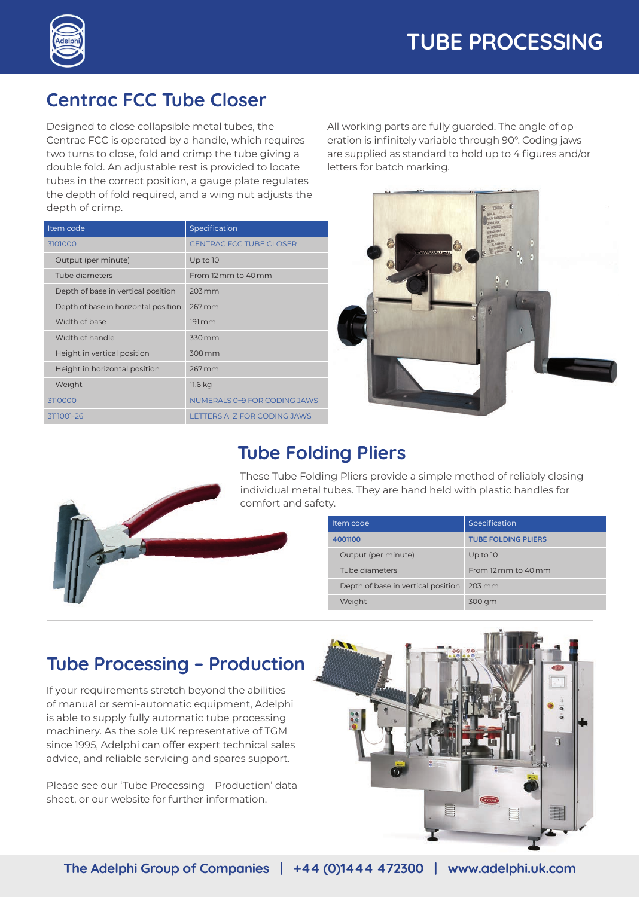# TUBE PROCESSING

## Centrac FCC Tube Closer

Designed to close collapsible metal tubes, the Centrac FCC is operated by a handle, which requires two turns to close, fold and crimp the tube giving a double fold. An adjustable rest is provided to locate tubes in the correct position, a gauge plate regulates the depth of fold required, and a wing nut adjusts the depth of crimp.

All working parts are fully guarded. The angle of operation is infinitely variable through 90°. Coding jaws are supplied as standard to hold up to 4 figures and/or letters for batch marking.

| Item code | Specification |
|---|---|
| 3101000 | CENTRAC FCC TUBE CLOSER |
| Output (per minute) | Up to 10 |
| Tube diameters | From 12 mm to 40 mm |
| Depth of base in vertical position | 203 mm |
| Depth of base in horizontal position | 267 mm |
| Width of base | 191 mm |
| Width of handle | 330 mm |
| Height in vertical position | 308 mm |
| Height in horizontal position | 267 mm |
| Weight | 11.6 kg |
| 3110000 | NUMERALS 0–9 FOR CODING JAWS |
| 3111001-26 | LETTERS A–Z FOR CODING JAWS |

## Tube Folding Pliers

These Tube Folding Pliers provide a simple method of reliably closing individual metal tubes. They are hand held with plastic handles for comfort and safety.

| Item code | Specification |
|---|---|
| **4001100** | **TUBE FOLDING PLIERS** |
| Output (per minute) | Up to 10 |
| Tube diameters | From 12 mm to 40 mm |
| Depth of base in vertical position | 203 mm |
| Weight | 300 gm |

## Tube Processing – Production

If your requirements stretch beyond the abilities of manual or semi-automatic equipment, Adelphi is able to supply fully automatic tube processing machinery. As the sole UK representative of TGM since 1995, Adelphi can offer expert technical sales advice, and reliable servicing and spares support.

Please see our 'Tube Processing – Production' data sheet, or our website for further information.

The Adelphi Group of Companies | +44 (0)1444 472300 | www.adelphi.uk.com